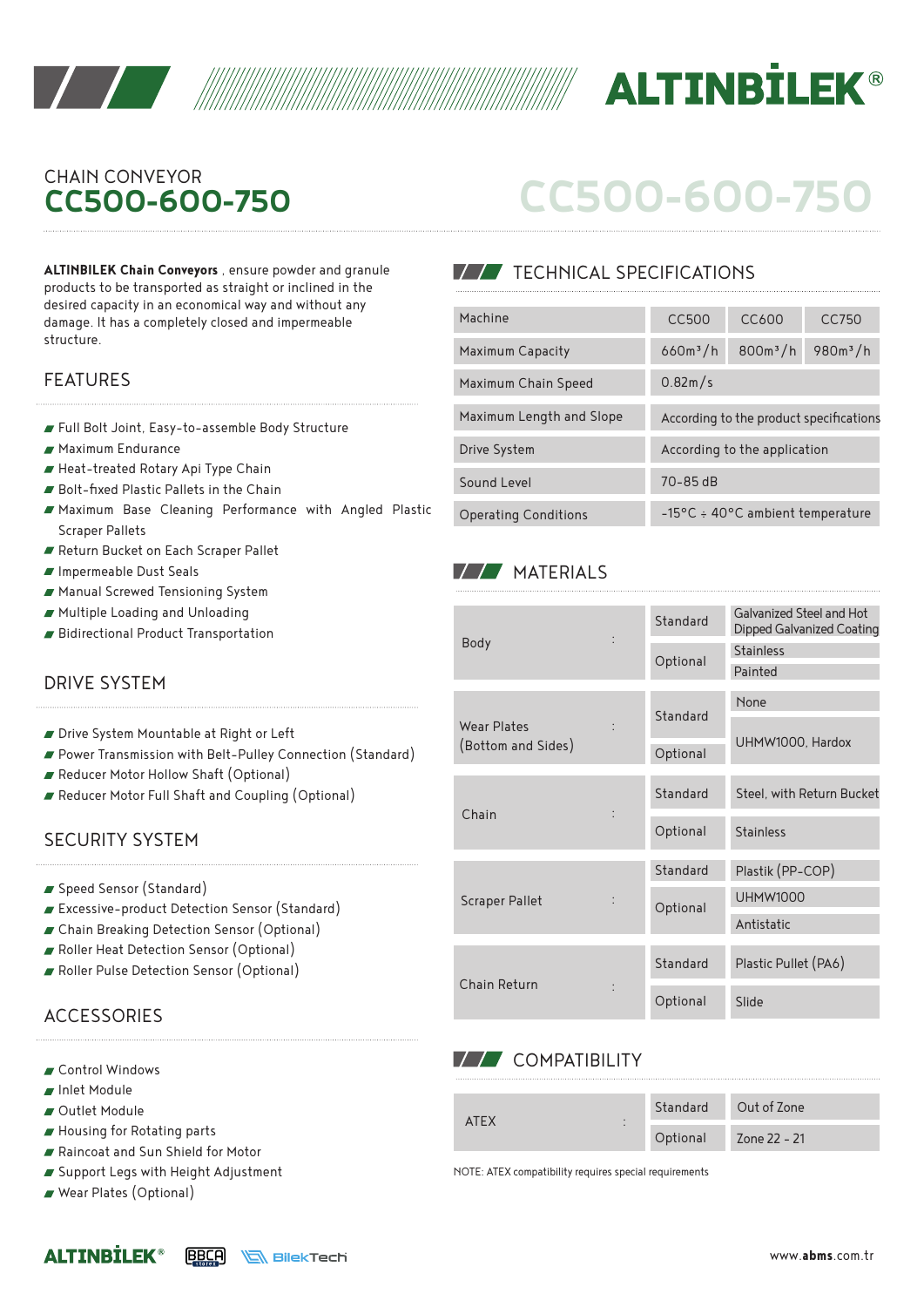CHAIN CONVEYOR

# CC500-600-750

**ALTINBILEK Chain Conveyors** , ensure powder and granule products to be transported as straight or inclined in the desired capacity in an economical way and without any damage. It has a completely closed and impermeable structure.

## FEATURES

- Full Bolt Joint, Easy-to-assemble Body Structure
- Maximum Endurance
- Heat-treated Rotary Api Type Chain
- Bolt-fixed Plastic Pallets in the Chain
- Maximum Base Cleaning Performance with Angled Plastic Scraper Pallets
- Return Bucket on Each Scraper Pallet
- Impermeable Dust Seals
- Manual Screwed Tensioning System
- Multiple Loading and Unloading
- Bidirectional Product Transportation

## DRIVE SYSTEM

- Drive System Mountable at Right or Left
- Power Transmission with Belt-Pulley Connection (Standard)
- Reducer Motor Hollow Shaft (Optional)
- Reducer Motor Full Shaft and Coupling (Optional)

## SECURITY SYSTEM

- Speed Sensor (Standard)
- Excessive-product Detection Sensor (Standard)
- Chain Breaking Detection Sensor (Optional)
- Roller Heat Detection Sensor (Optional)
- Roller Pulse Detection Sensor (Optional)

## ACCESSORIES

- Control Windows
- Inlet Module
- Outlet Module
- Housing for Rotating parts
- Raincoat and Sun Shield for Motor
- Support Legs with Height Adjustment
- Wear Plates (Optional)

## TECHNICAL SPECIFICATIONS

| Machine | CC500 | CC600 | CC750 |
|---|---|---|---|
| Maximum Capacity | 660m³/h | 800m³/h | 980m³/h |
| Maximum Chain Speed | 0.82m/s | | |
| Maximum Length and Slope | According to the product specifications | | |
| Drive System | According to the application | | |
| Sound Level | 70-85 dB | | |
| Operating Conditions | -15°C ÷ 40°C ambient temperature | | |

## MATERIALS

| Component | | Type | Material |
|---|---|---|---|
| Body | : | Standard | Galvanized Steel and Hot Dipped Galvanized Coating |
| | | Optional | Stainless |
| | | | Painted |
| Wear Plates (Bottom and Sides) | : | Standard | None |
| | | Optional | UHMW1000, Hardox |
| Chain | : | Standard | Steel, with Return Bucket |
| | | Optional | Stainless |
| Scraper Pallet | : | Standard | Plastik (PP-COP) |
| | | Optional | UHMW1000 |
| | | | Antistatic |
| Chain Return | : | Standard | Plastic Pullet (PA6) |
| | | Optional | Slide |

## COMPATIBILITY

| Component | | Type | Value |
|---|---|---|---|
| ATEX | : | Standard | Out of Zone |
| | | Optional | Zone 22 - 21 |

NOTE: ATEX compatibility requires special requirements

www.abms.com.tr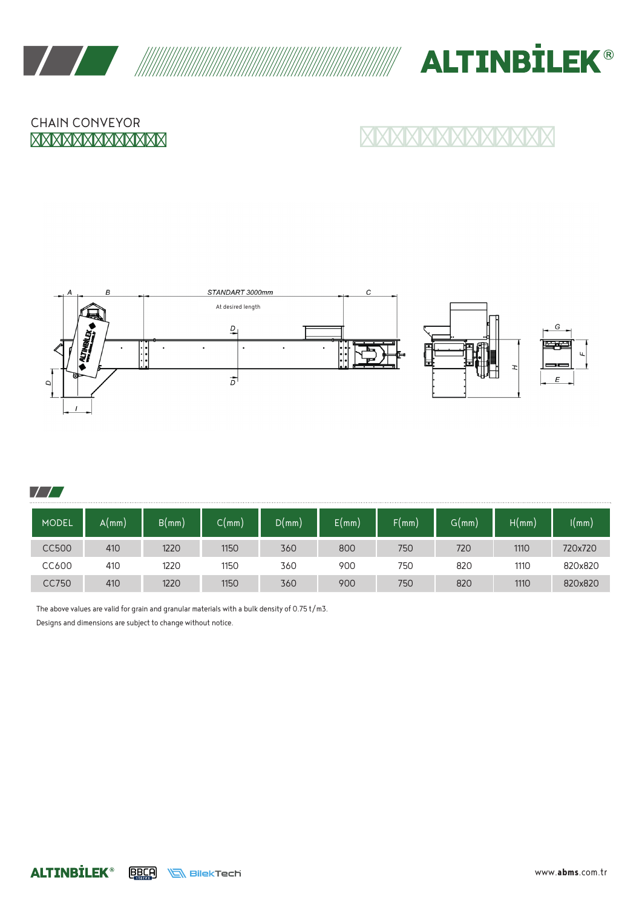## CHAIN CONVEYOR

A
B
STANDART 3000mm
At desired length
C
D
D
D
I
H
G
F
E

| MODEL | A(mm) | B(mm) | C(mm) | D(mm) | E(mm) | F(mm) | G(mm) | H(mm) | I(mm) |
|---|---|---|---|---|---|---|---|---|---|
| CC500 | 410 | 1220 | 1150 | 360 | 800 | 750 | 720 | 1110 | 720x720 |
| CC600 | 410 | 1220 | 1150 | 360 | 900 | 750 | 820 | 1110 | 820x820 |
| CC750 | 410 | 1220 | 1150 | 360 | 900 | 750 | 820 | 1110 | 820x820 |

The above values are valid for grain and granular materials with a bulk density of 0.75 t/m3.

Designs and dimensions are subject to change without notice.